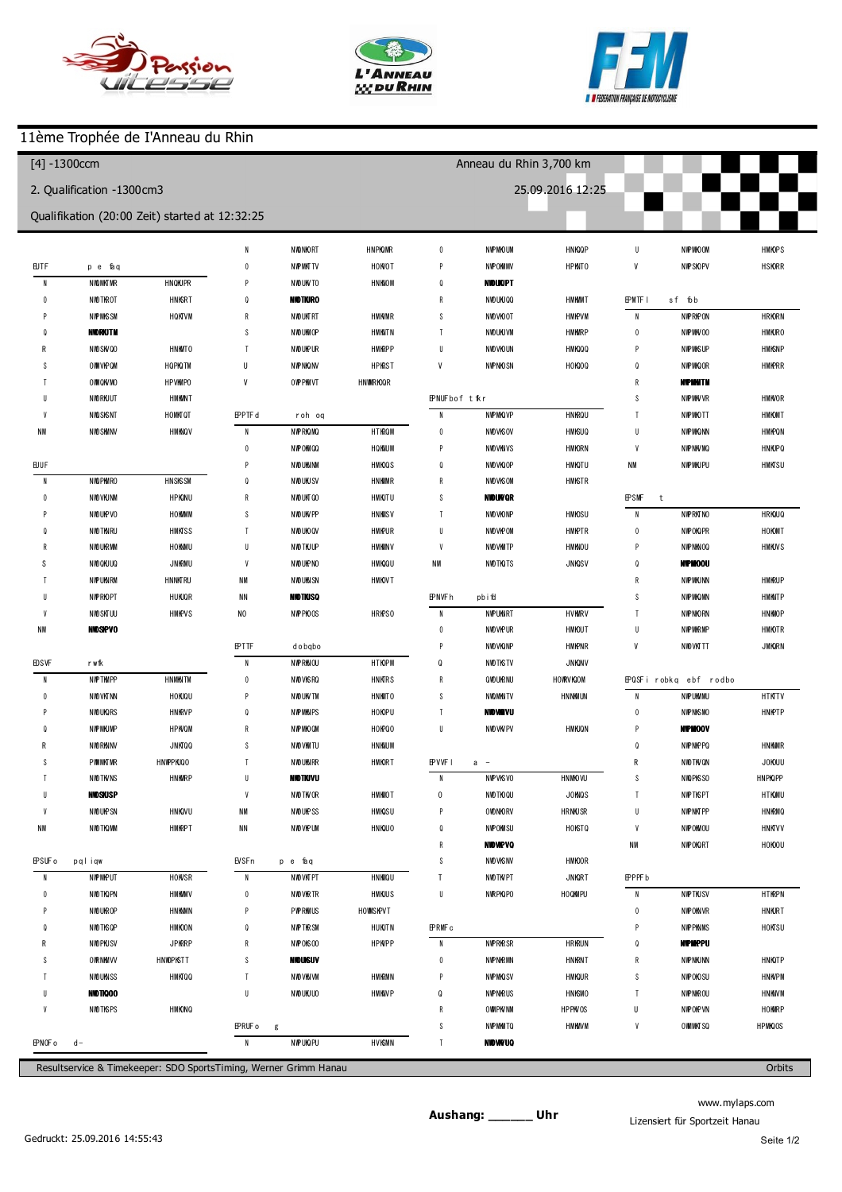# 11ème Trophée de l'Anneau du Rhin

**[4] -1300ccm** — Anneau du Rhin 3,700 km

**2. Qualification -1300cm3** — 25.09.2016 12:25

Qualifikation (20:00 Zeit) started at 12:32:25

Resultservice & Timekeeper: SDO SportsTiming, Werner Grimm Hanau — Orbits

**Aushang: _______ Uhr**

www.mylaps.com

Lizensiert für Sportzeit Hanau

Gedruckt: 25.09.2016 14:55:43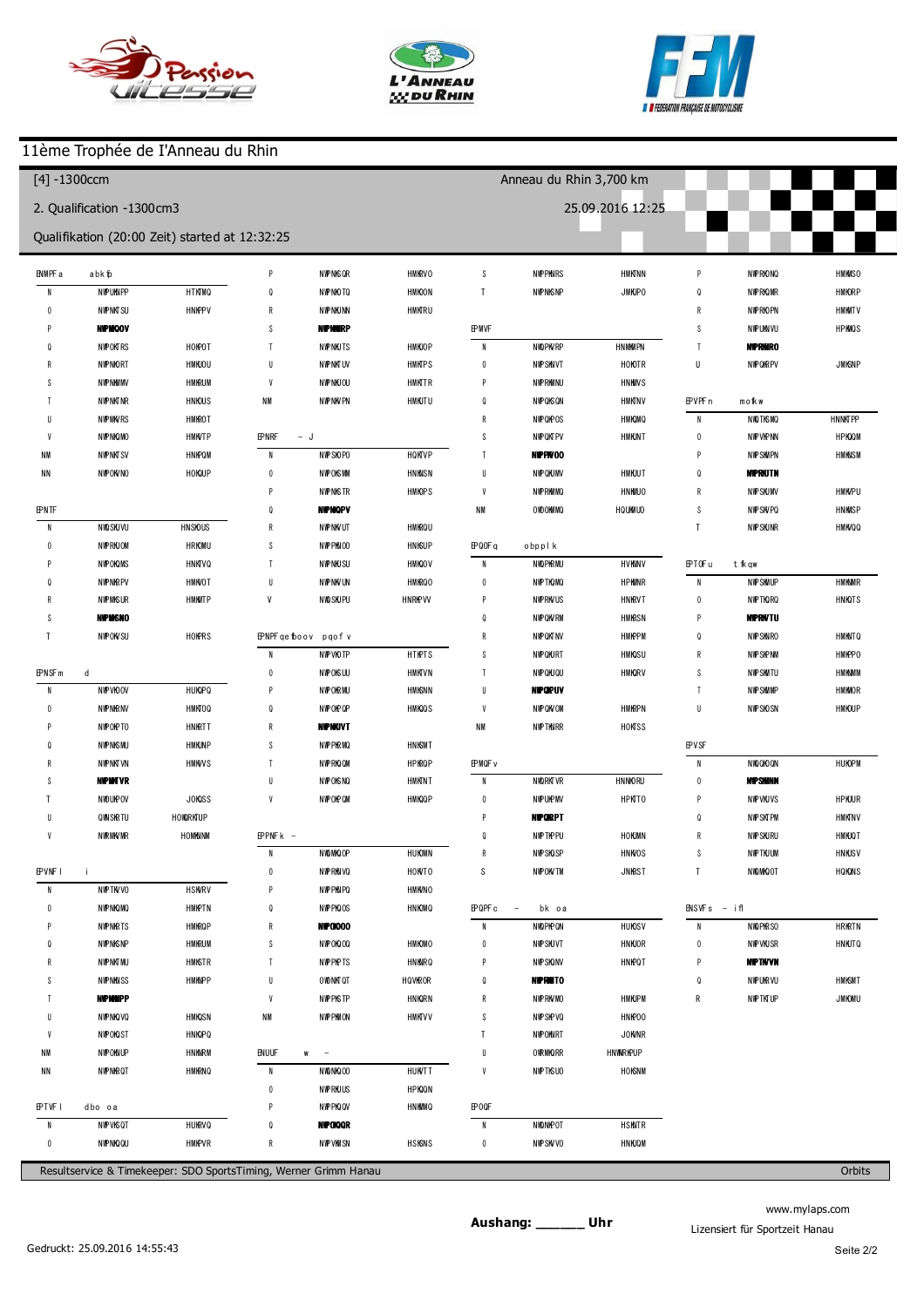# 11ème Trophée de l'Anneau du Rhin

[4] -1300ccm

Anneau du Rhin 3,700 km

2. Qualification -1300cm3

25.09.2016 12:25

Qualifikation (20:00 Zeit) started at 12:32:25

Resultservice & Timekeeper: SDO SportsTiming, Werner Grimm Hanau

Orbits

Aushang: ______ Uhr

www.mylaps.com

Lizensiert für Sportzeit Hanau

Gedruckt: 25.09.2016 14:55:43